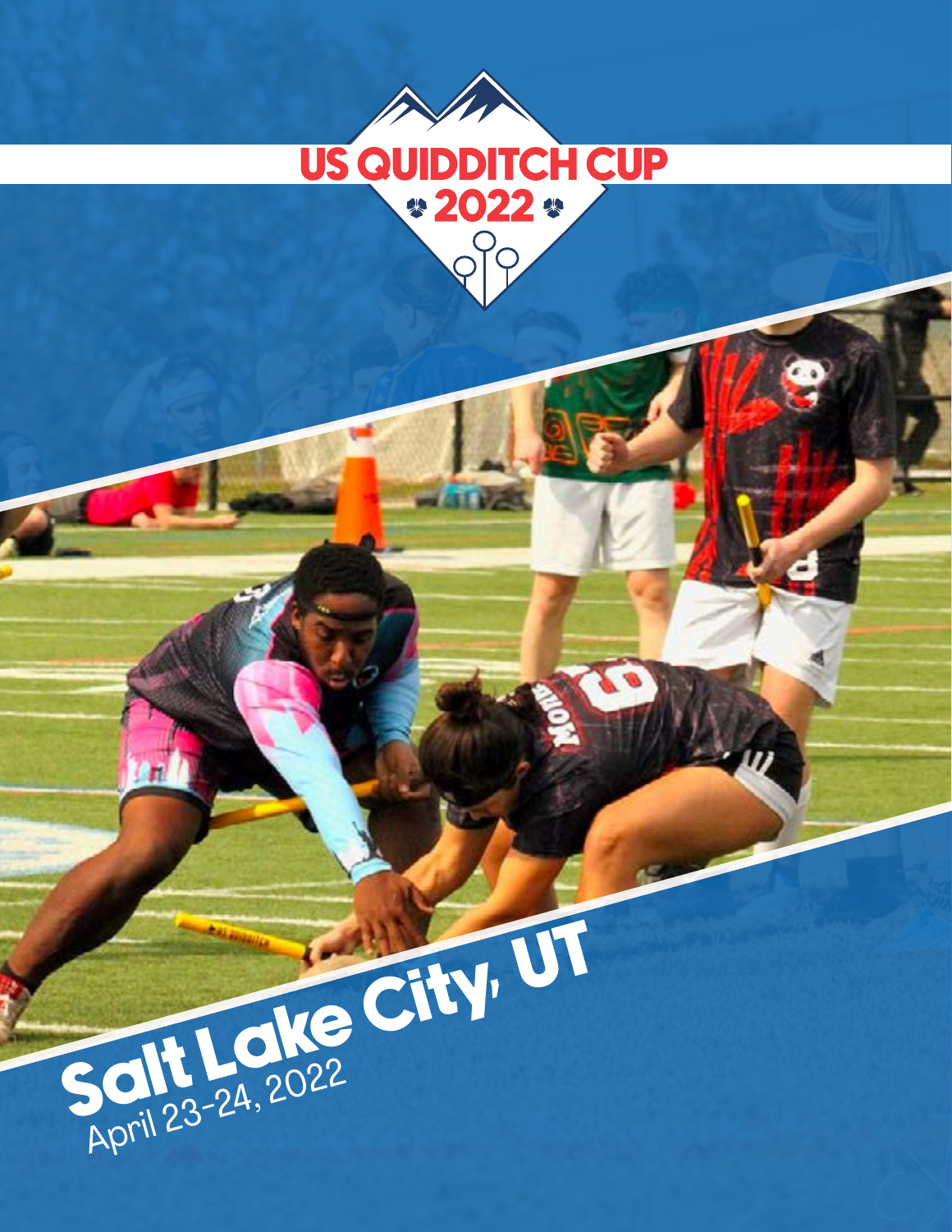# US QUIDDITCH CUP 2022

## Salt Lake City, UT

April 23-24, 2022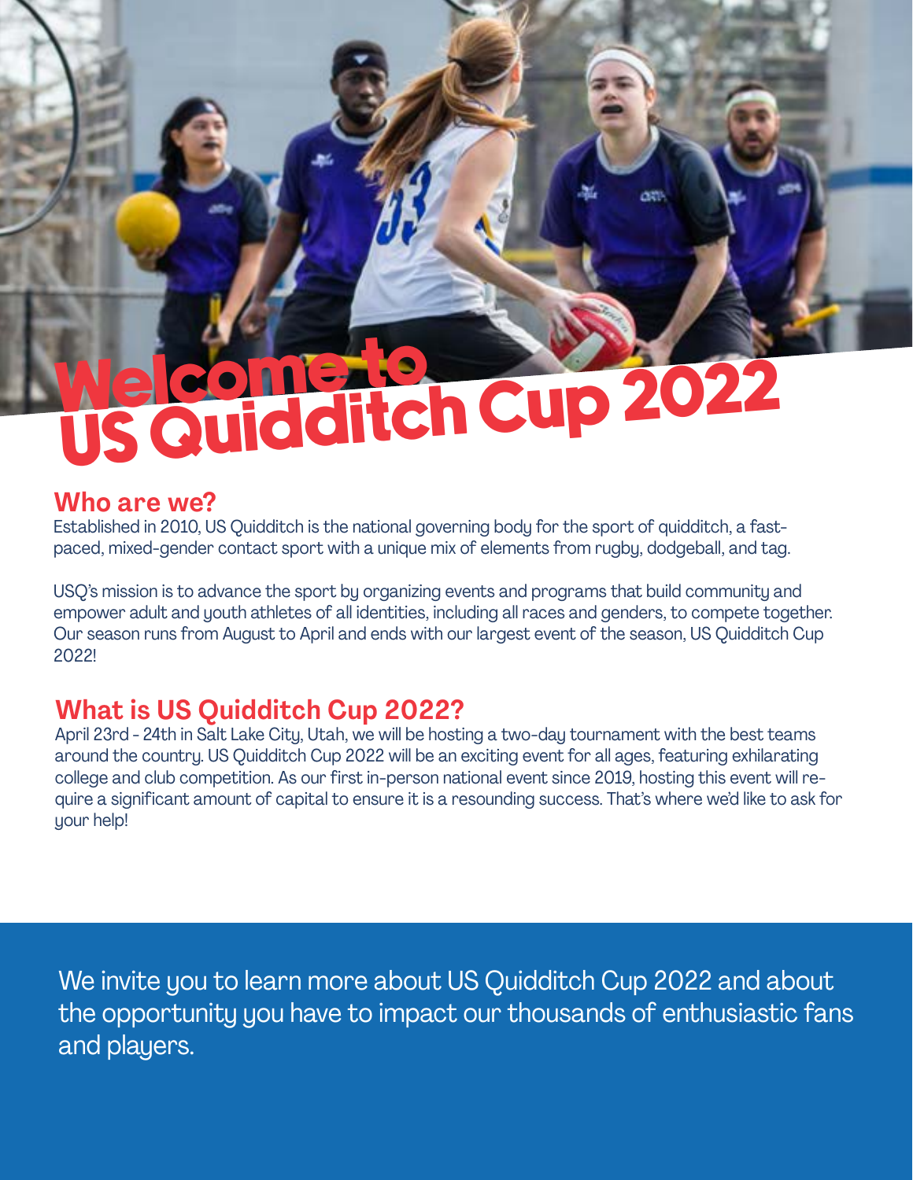# Welcome to US Quidditch Cup 2022

## Who are we?

Established in 2010, US Quidditch is the national governing body for the sport of quidditch, a fast-paced, mixed-gender contact sport with a unique mix of elements from rugby, dodgeball, and tag.

USQ's mission is to advance the sport by organizing events and programs that build community and empower adult and youth athletes of all identities, including all races and genders, to compete together. Our season runs from August to April and ends with our largest event of the season, US Quidditch Cup 2022!

## What is US Quidditch Cup 2022?

April 23rd - 24th in Salt Lake City, Utah, we will be hosting a two-day tournament with the best teams around the country. US Quidditch Cup 2022 will be an exciting event for all ages, featuring exhilarating college and club competition. As our first in-person national event since 2019, hosting this event will require a significant amount of capital to ensure it is a resounding success. That's where we'd like to ask for your help!

We invite you to learn more about US Quidditch Cup 2022 and about the opportunity you have to impact our thousands of enthusiastic fans and players.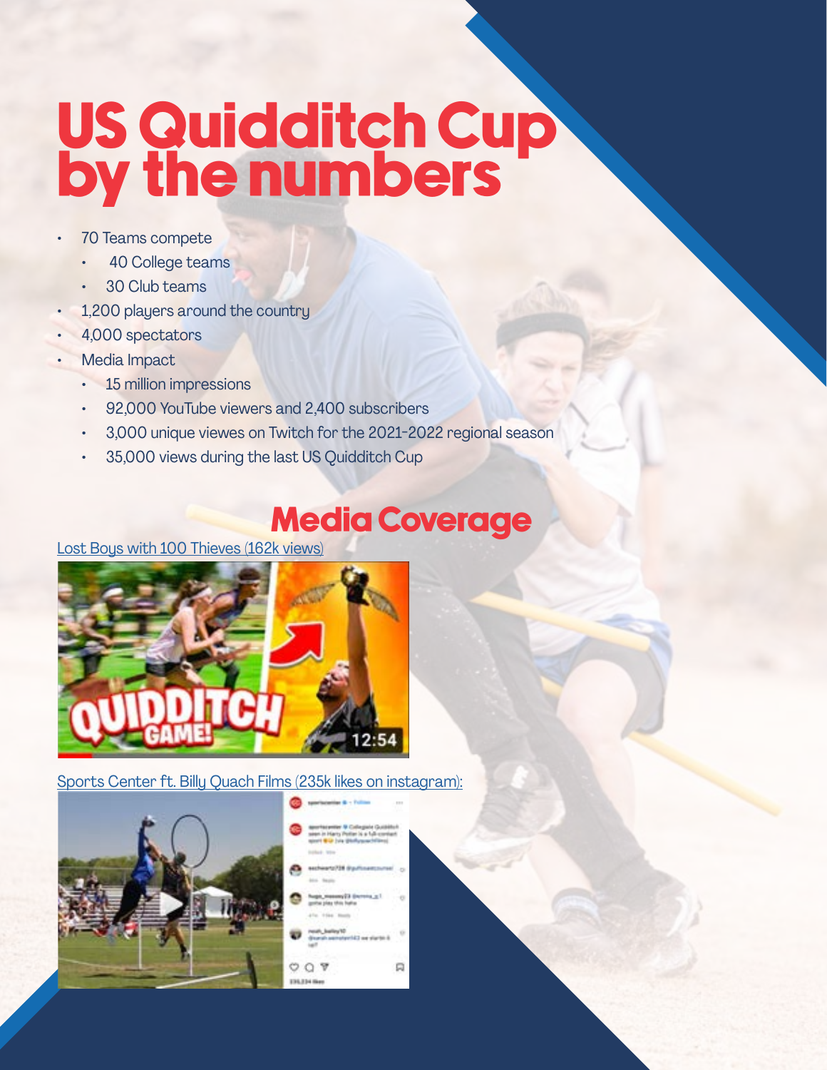# US Quidditch Cup by the numbers

- 70 Teams compete
  - 40 College teams
  - 30 Club teams
- 1,200 players around the country
- 4,000 spectators
- Media Impact
  - 15 million impressions
  - 92,000 YouTube viewers and 2,400 subscribers
  - 3,000 unique viewes on Twitch for the 2021-2022 regional season
  - 35,000 views during the last US Quidditch Cup

## Media Coverage

Lost Boys with 100 Thieves (162k views)

Sports Center ft. Billy Quach Films (235k likes on instagram):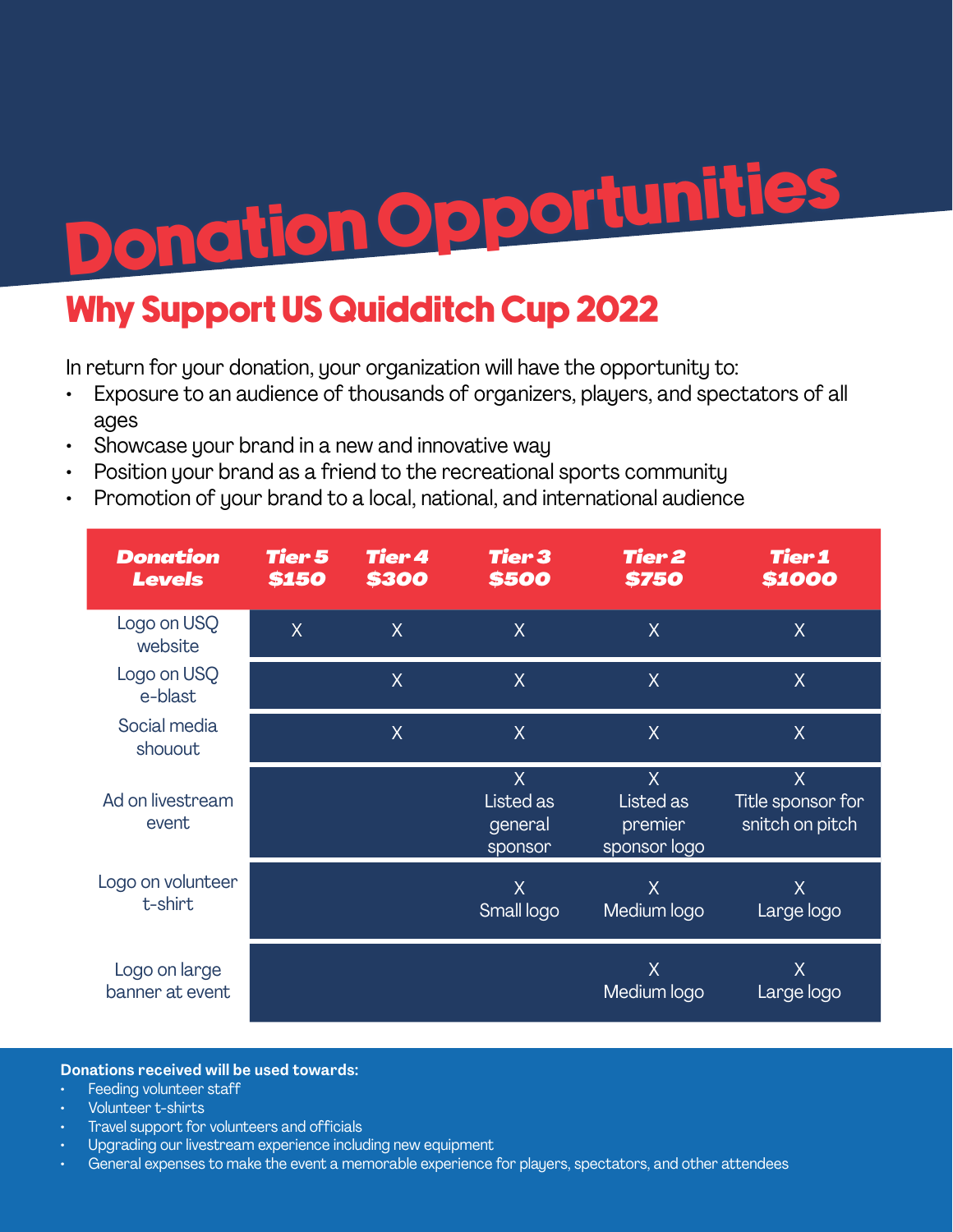# Donation Opportunities

## Why Support US Quidditch Cup 2022

In return for your donation, your organization will have the opportunity to:

- Exposure to an audience of thousands of organizers, players, and spectators of all ages
- Showcase your brand in a new and innovative way
- Position your brand as a friend to the recreational sports community
- Promotion of your brand to a local, national, and international audience

| Donation Levels | Tier 5 $150 | Tier 4 $300 | Tier 3 $500 | Tier 2 $750 | Tier 1 $1000 |
|---|---|---|---|---|---|
| Logo on USQ website | X | X | X | X | X |
| Logo on USQ e-blast | | X | X | X | X |
| Social media shouout | | X | X | X | X |
| Ad on livestream event | | | X Listed as general sponsor | X Listed as premier sponsor logo | X Title sponsor for snitch on pitch |
| Logo on volunteer t-shirt | | | X Small logo | X Medium logo | X Large logo |
| Logo on large banner at event | | | | X Medium logo | X Large logo |

**Donations received will be used towards:**

- Feeding volunteer staff
- Volunteer t-shirts
- Travel support for volunteers and officials
- Upgrading our livestream experience including new equipment
- General expenses to make the event a memorable experience for players, spectators, and other attendees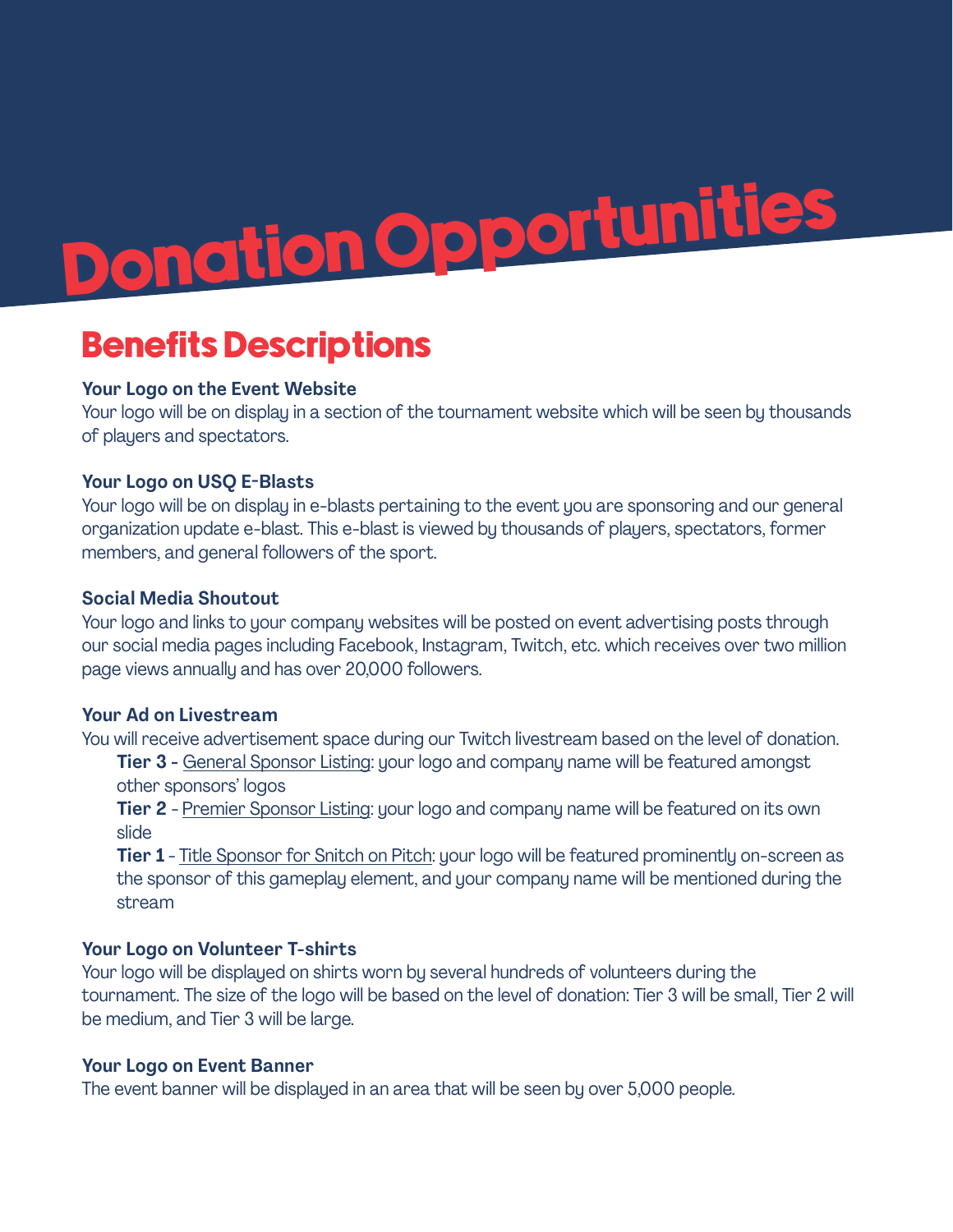# Donation Opportunities

## Benefits Descriptions

**Your Logo on the Event Website**
Your logo will be on display in a section of the tournament website which will be seen by thousands of players and spectators.

**Your Logo on USQ E-Blasts**
Your logo will be on display in e-blasts pertaining to the event you are sponsoring and our general organization update e-blast. This e-blast is viewed by thousands of players, spectators, former members, and general followers of the sport.

**Social Media Shoutout**
Your logo and links to your company websites will be posted on event advertising posts through our social media pages including Facebook, Instagram, Twitch, etc. which receives over two million page views annually and has over 20,000 followers.

**Your Ad on Livestream**
You will receive advertisement space during our Twitch livestream based on the level of donation.

- **Tier 3 -** General Sponsor Listing: your logo and company name will be featured amongst other sponsors' logos
- **Tier 2** - Premier Sponsor Listing: your logo and company name will be featured on its own slide
- **Tier 1** - Title Sponsor for Snitch on Pitch: your logo will be featured prominently on-screen as the sponsor of this gameplay element, and your company name will be mentioned during the stream

**Your Logo on Volunteer T-shirts**
Your logo will be displayed on shirts worn by several hundreds of volunteers during the tournament. The size of the logo will be based on the level of donation: Tier 3 will be small, Tier 2 will be medium, and Tier 3 will be large.

**Your Logo on Event Banner**
The event banner will be displayed in an area that will be seen by over 5,000 people.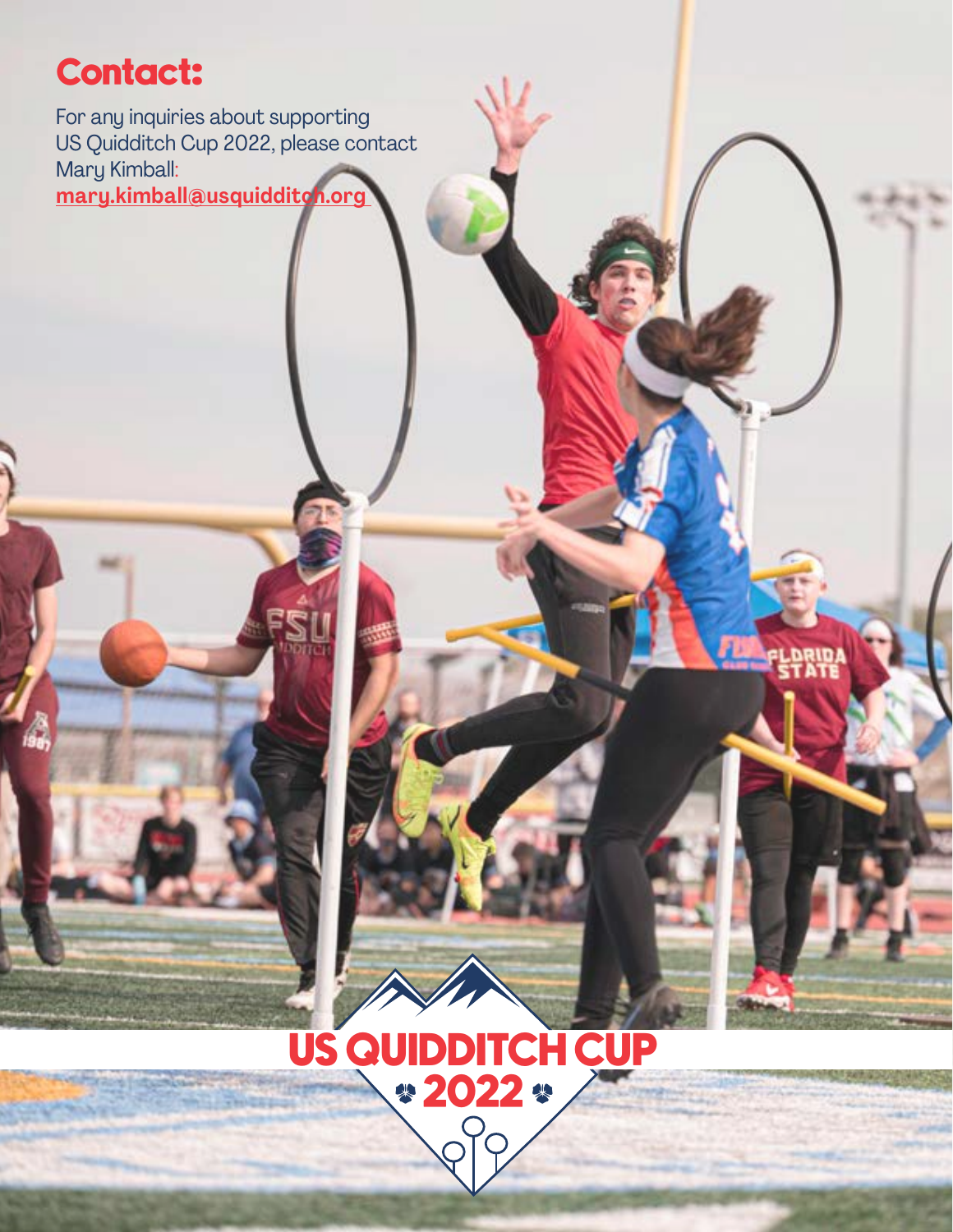## Contact:

For any inquiries about supporting US Quidditch Cup 2022, please contact Mary Kimball: **mary.kimball@usquidditch.org**

US QUIDDITCH CUP 2022